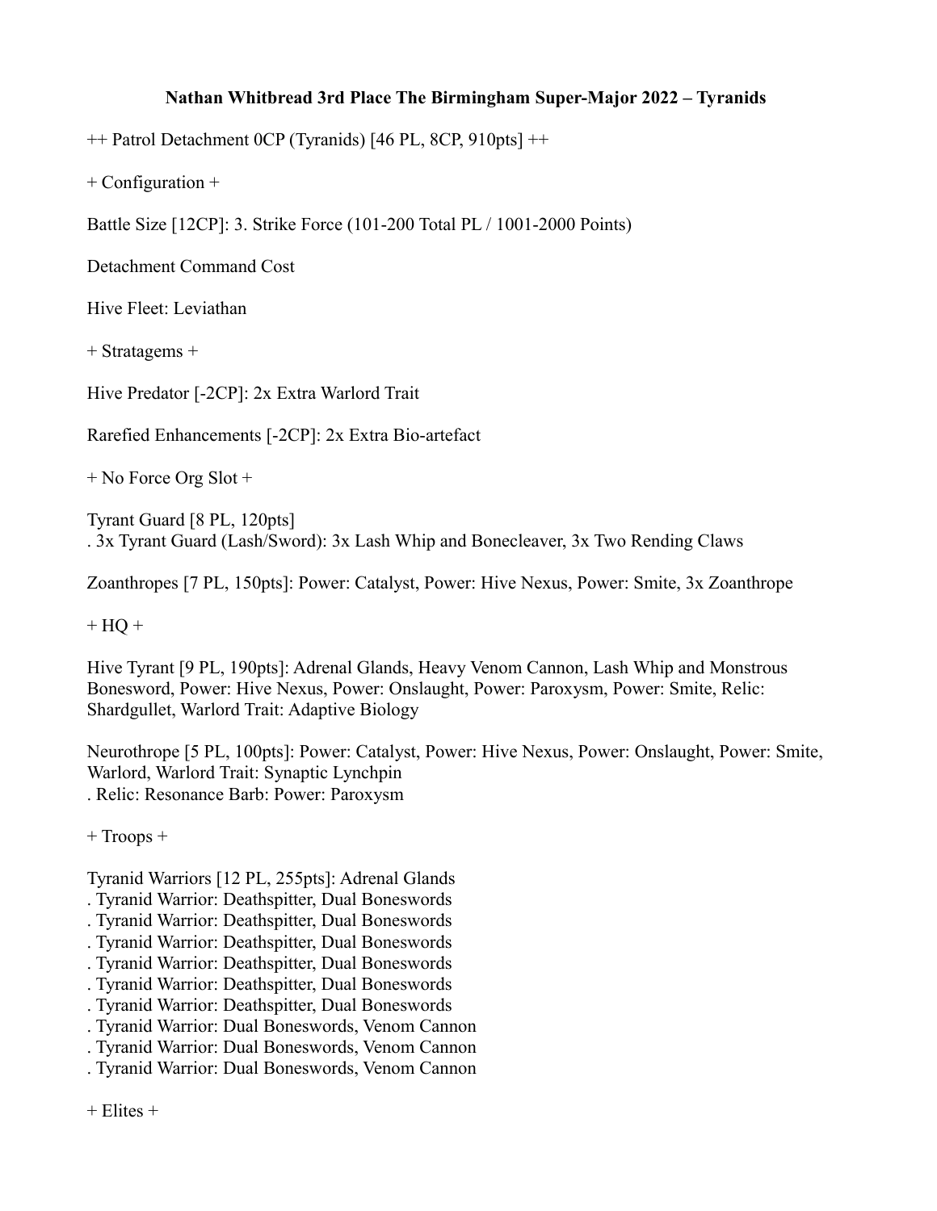# Nathan Whitbread 3rd Place The Birmingham Super-Major 2022 – Tyranids

++ Patrol Detachment 0CP (Tyranids) [46 PL, 8CP, 910pts] ++

+ Configuration +

Battle Size [12CP]: 3. Strike Force (101-200 Total PL / 1001-2000 Points)

Detachment Command Cost

Hive Fleet: Leviathan

+ Stratagems +

Hive Predator [-2CP]: 2x Extra Warlord Trait

Rarefied Enhancements [-2CP]: 2x Extra Bio-artefact

+ No Force Org Slot +

Tyrant Guard [8 PL, 120pts]
. 3x Tyrant Guard (Lash/Sword): 3x Lash Whip and Bonecleaver, 3x Two Rending Claws

Zoanthropes [7 PL, 150pts]: Power: Catalyst, Power: Hive Nexus, Power: Smite, 3x Zoanthrope

+ HQ +

Hive Tyrant [9 PL, 190pts]: Adrenal Glands, Heavy Venom Cannon, Lash Whip and Monstrous Bonesword, Power: Hive Nexus, Power: Onslaught, Power: Paroxysm, Power: Smite, Relic: Shardgullet, Warlord Trait: Adaptive Biology

Neurothrope [5 PL, 100pts]: Power: Catalyst, Power: Hive Nexus, Power: Onslaught, Power: Smite, Warlord, Warlord Trait: Synaptic Lynchpin
. Relic: Resonance Barb: Power: Paroxysm

+ Troops +

Tyranid Warriors [12 PL, 255pts]: Adrenal Glands
. Tyranid Warrior: Deathspitter, Dual Boneswords
. Tyranid Warrior: Deathspitter, Dual Boneswords
. Tyranid Warrior: Deathspitter, Dual Boneswords
. Tyranid Warrior: Deathspitter, Dual Boneswords
. Tyranid Warrior: Deathspitter, Dual Boneswords
. Tyranid Warrior: Deathspitter, Dual Boneswords
. Tyranid Warrior: Dual Boneswords, Venom Cannon
. Tyranid Warrior: Dual Boneswords, Venom Cannon
. Tyranid Warrior: Dual Boneswords, Venom Cannon

+ Elites +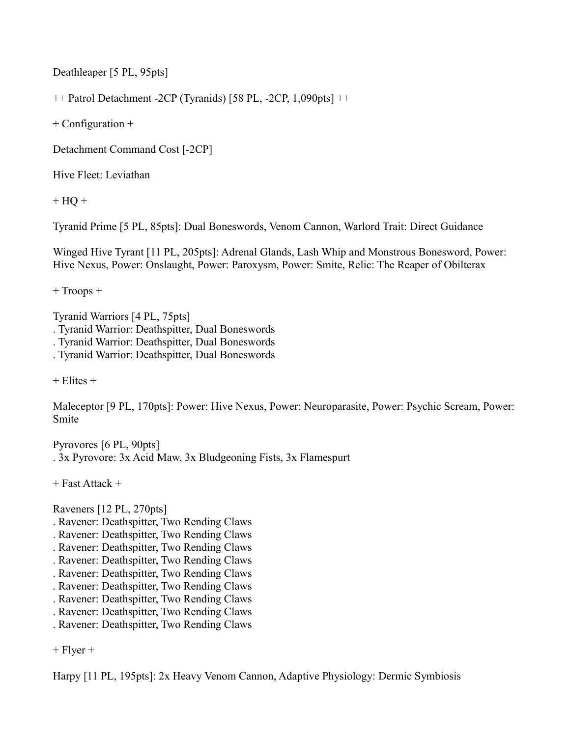Deathleaper [5 PL, 95pts]

++ Patrol Detachment -2CP (Tyranids) [58 PL, -2CP, 1,090pts] ++

+ Configuration +

Detachment Command Cost [-2CP]

Hive Fleet: Leviathan

+ HQ +

Tyranid Prime [5 PL, 85pts]: Dual Boneswords, Venom Cannon, Warlord Trait: Direct Guidance

Winged Hive Tyrant [11 PL, 205pts]: Adrenal Glands, Lash Whip and Monstrous Bonesword, Power: Hive Nexus, Power: Onslaught, Power: Paroxysm, Power: Smite, Relic: The Reaper of Obilterax

+ Troops +

Tyranid Warriors [4 PL, 75pts]
. Tyranid Warrior: Deathspitter, Dual Boneswords
. Tyranid Warrior: Deathspitter, Dual Boneswords
. Tyranid Warrior: Deathspitter, Dual Boneswords

+ Elites +

Maleceptor [9 PL, 170pts]: Power: Hive Nexus, Power: Neuroparasite, Power: Psychic Scream, Power: Smite

Pyrovores [6 PL, 90pts]
. 3x Pyrovore: 3x Acid Maw, 3x Bludgeoning Fists, 3x Flamespurt

+ Fast Attack +

Raveners [12 PL, 270pts]
. Ravener: Deathspitter, Two Rending Claws
. Ravener: Deathspitter, Two Rending Claws
. Ravener: Deathspitter, Two Rending Claws
. Ravener: Deathspitter, Two Rending Claws
. Ravener: Deathspitter, Two Rending Claws
. Ravener: Deathspitter, Two Rending Claws
. Ravener: Deathspitter, Two Rending Claws
. Ravener: Deathspitter, Two Rending Claws
. Ravener: Deathspitter, Two Rending Claws

+ Flyer +

Harpy [11 PL, 195pts]: 2x Heavy Venom Cannon, Adaptive Physiology: Dermic Symbiosis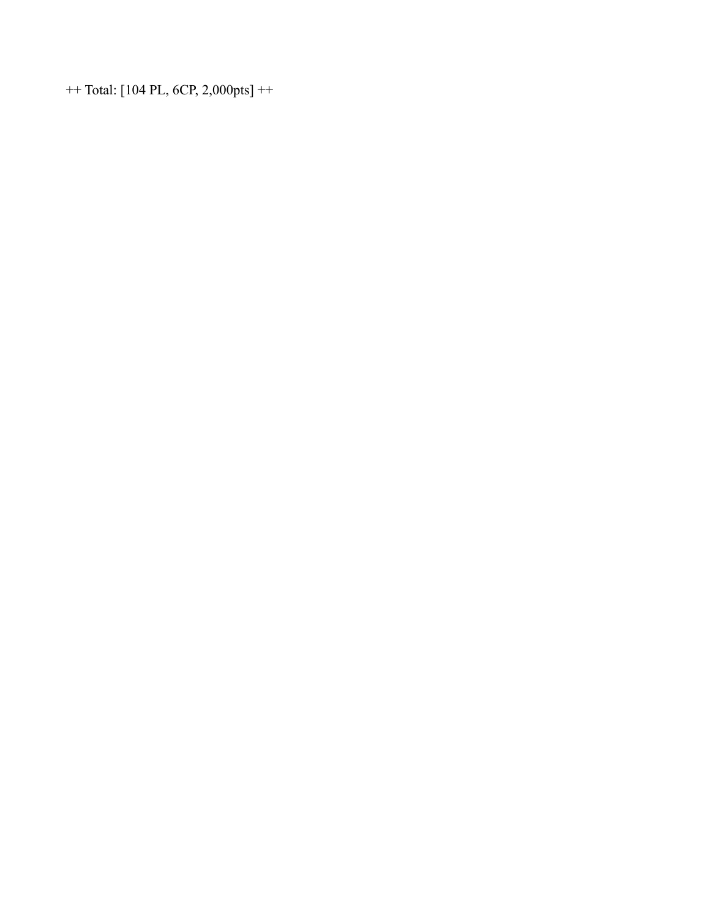++ Total: [104 PL, 6CP, 2,000pts] ++